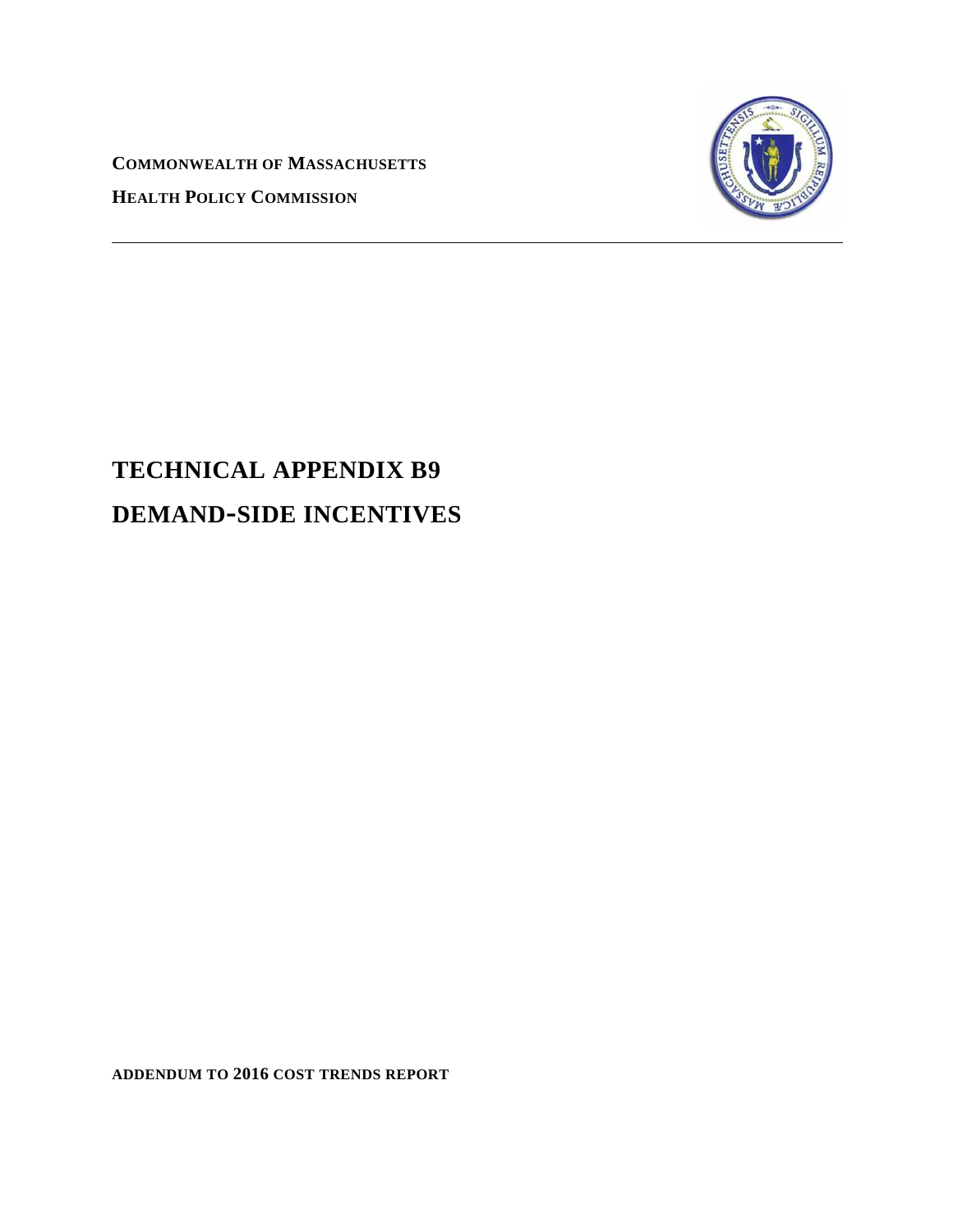**COMMONWEALTH OF MASSACHUSETTS**

**HEALTH POLICY COMMISSION**

---

# TECHNICAL APPENDIX B9

# DEMAND-SIDE INCENTIVES

**ADDENDUM TO 2016 COST TRENDS REPORT**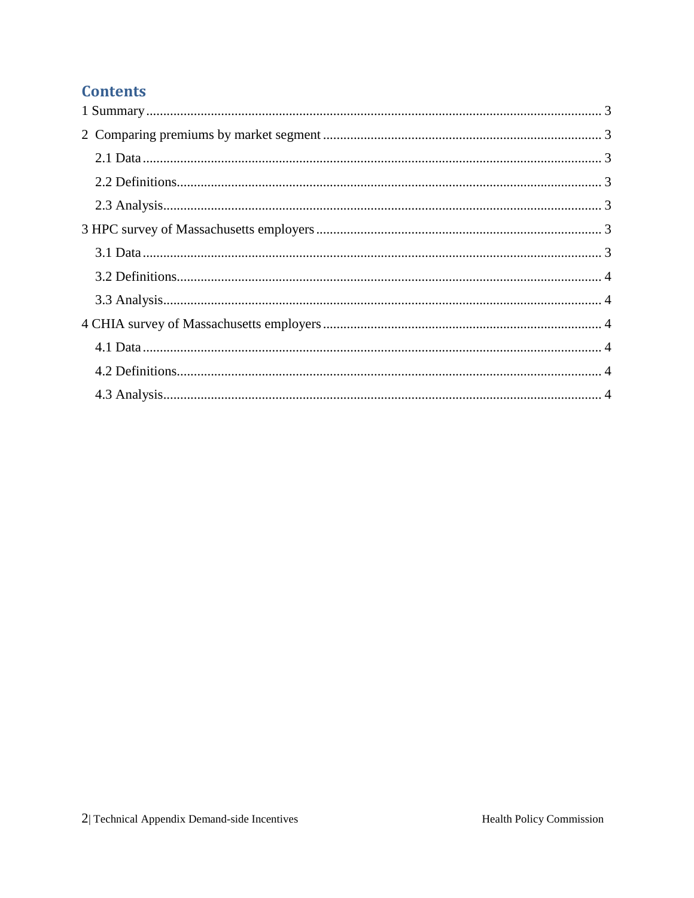## Contents

1 Summary ..................................................................................................................... 3

2 Comparing premiums by market segment ................................................................. 3

  2.1 Data ..................................................................................................................... 3

  2.2 Definitions ........................................................................................................... 3

  2.3 Analysis ............................................................................................................... 3

3 HPC survey of Massachusetts employers .................................................................... 3

  3.1 Data ..................................................................................................................... 3

  3.2 Definitions ........................................................................................................... 4

  3.3 Analysis ............................................................................................................... 4

4 CHIA survey of Massachusetts employers .................................................................. 4

  4.1 Data ..................................................................................................................... 4

  4.2 Definitions ........................................................................................................... 4

  4.3 Analysis ............................................................................................................... 4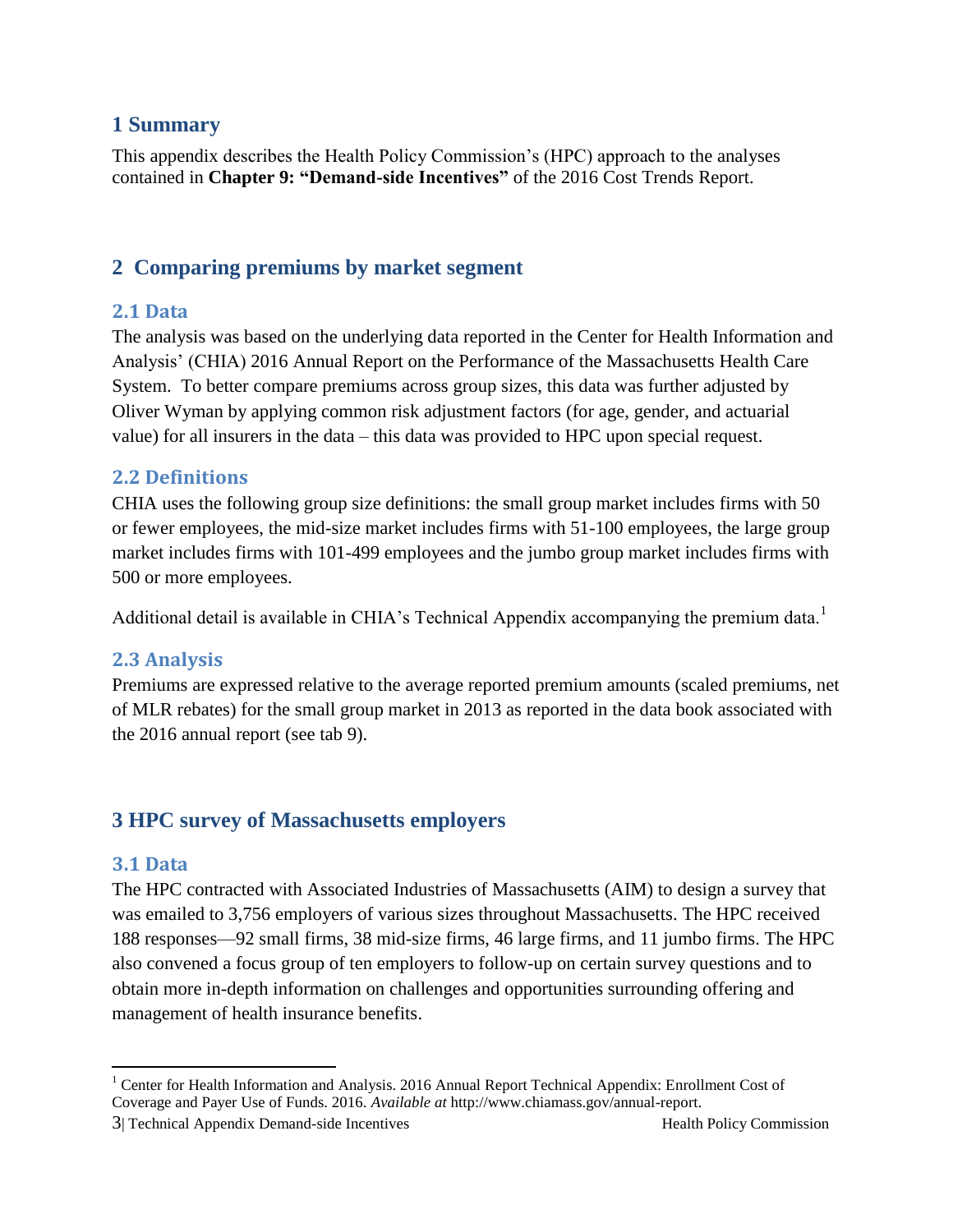# 1 Summary

This appendix describes the Health Policy Commission's (HPC) approach to the analyses contained in **Chapter 9: "Demand-side Incentives"** of the 2016 Cost Trends Report.

# 2 Comparing premiums by market segment

## 2.1 Data

The analysis was based on the underlying data reported in the Center for Health Information and Analysis' (CHIA) 2016 Annual Report on the Performance of the Massachusetts Health Care System. To better compare premiums across group sizes, this data was further adjusted by Oliver Wyman by applying common risk adjustment factors (for age, gender, and actuarial value) for all insurers in the data – this data was provided to HPC upon special request.

## 2.2 Definitions

CHIA uses the following group size definitions: the small group market includes firms with 50 or fewer employees, the mid-size market includes firms with 51-100 employees, the large group market includes firms with 101-499 employees and the jumbo group market includes firms with 500 or more employees.

Additional detail is available in CHIA's Technical Appendix accompanying the premium data.[1]

## 2.3 Analysis

Premiums are expressed relative to the average reported premium amounts (scaled premiums, net of MLR rebates) for the small group market in 2013 as reported in the data book associated with the 2016 annual report (see tab 9).

# 3 HPC survey of Massachusetts employers

## 3.1 Data

The HPC contracted with Associated Industries of Massachusetts (AIM) to design a survey that was emailed to 3,756 employers of various sizes throughout Massachusetts. The HPC received 188 responses—92 small firms, 38 mid-size firms, 46 large firms, and 11 jumbo firms. The HPC also convened a focus group of ten employers to follow-up on certain survey questions and to obtain more in-depth information on challenges and opportunities surrounding offering and management of health insurance benefits.

[1] Center for Health Information and Analysis. 2016 Annual Report Technical Appendix: Enrollment Cost of Coverage and Payer Use of Funds. 2016. *Available at* http://www.chiamass.gov/annual-report.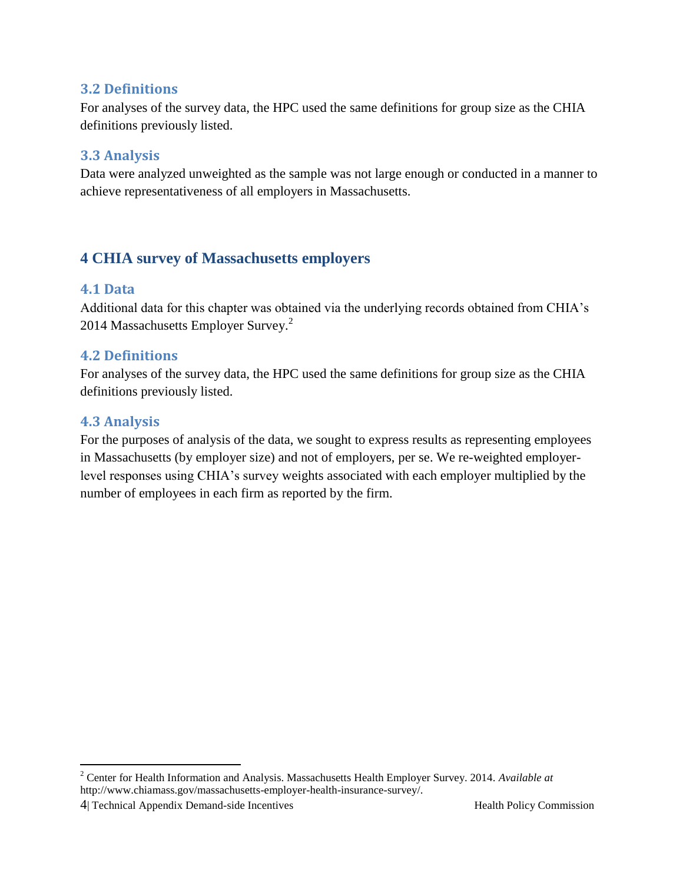### 3.2 Definitions

For analyses of the survey data, the HPC used the same definitions for group size as the CHIA definitions previously listed.

### 3.3 Analysis

Data were analyzed unweighted as the sample was not large enough or conducted in a manner to achieve representativeness of all employers in Massachusetts.

## 4 CHIA survey of Massachusetts employers

### 4.1 Data

Additional data for this chapter was obtained via the underlying records obtained from CHIA's 2014 Massachusetts Employer Survey.[2]

### 4.2 Definitions

For analyses of the survey data, the HPC used the same definitions for group size as the CHIA definitions previously listed.

### 4.3 Analysis

For the purposes of analysis of the data, we sought to express results as representing employees in Massachusetts (by employer size) and not of employers, per se. We re-weighted employer-level responses using CHIA's survey weights associated with each employer multiplied by the number of employees in each firm as reported by the firm.

---

[2] Center for Health Information and Analysis. Massachusetts Health Employer Survey. 2014. *Available at* http://www.chiamass.gov/massachusetts-employer-health-insurance-survey/.